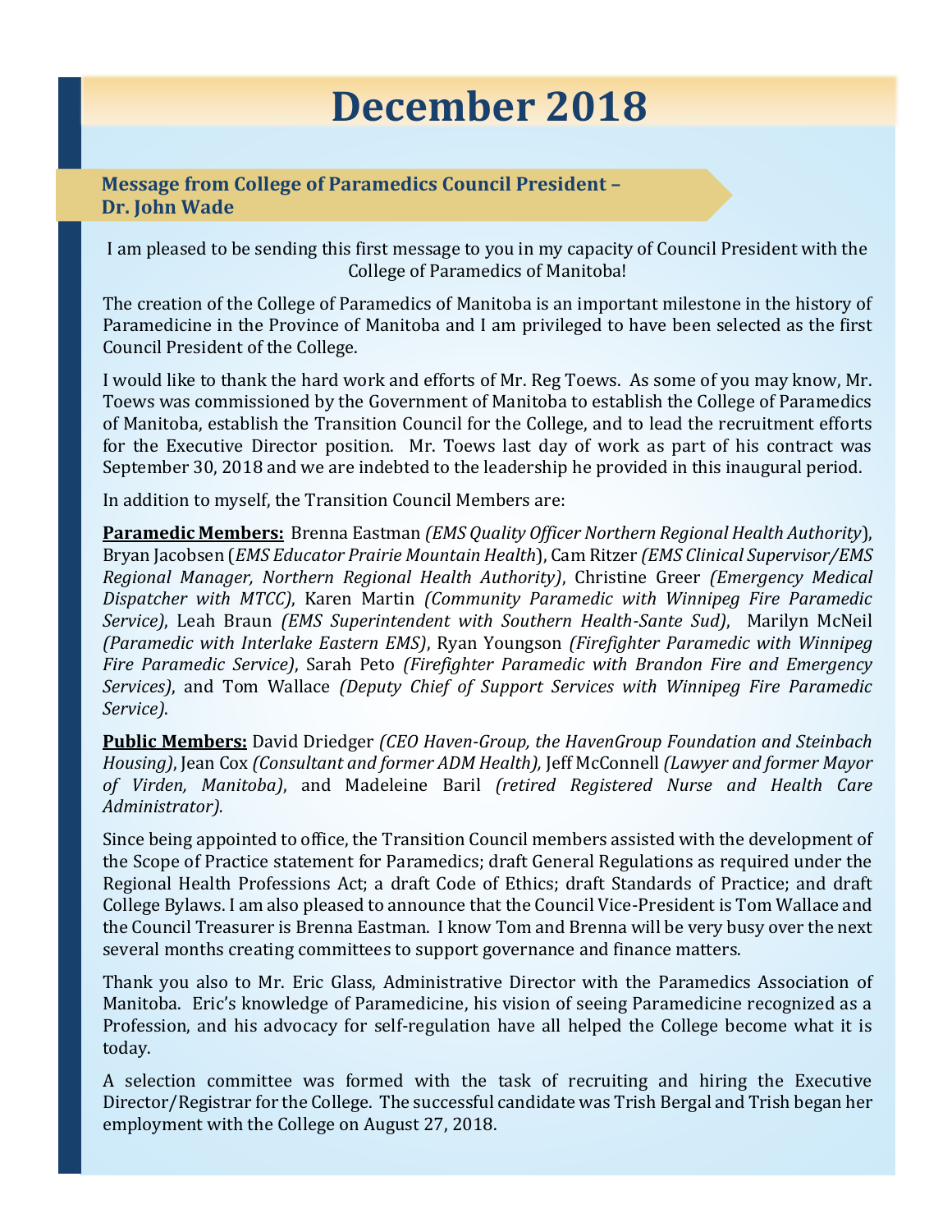# December 2018

## Message from College of Paramedics Council President – Dr. John Wade

I am pleased to be sending this first message to you in my capacity of Council President with the College of Paramedics of Manitoba!

The creation of the College of Paramedics of Manitoba is an important milestone in the history of Paramedicine in the Province of Manitoba and I am privileged to have been selected as the first Council President of the College.

I would like to thank the hard work and efforts of Mr. Reg Toews. As some of you may know, Mr. Toews was commissioned by the Government of Manitoba to establish the College of Paramedics of Manitoba, establish the Transition Council for the College, and to lead the recruitment efforts for the Executive Director position. Mr. Toews last day of work as part of his contract was September 30, 2018 and we are indebted to the leadership he provided in this inaugural period.

In addition to myself, the Transition Council Members are:

**Paramedic Members:** Brenna Eastman *(EMS Quality Officer Northern Regional Health Authority*), Bryan Jacobsen (*EMS Educator Prairie Mountain Health*), Cam Ritzer *(EMS Clinical Supervisor/EMS Regional Manager, Northern Regional Health Authority)*, Christine Greer *(Emergency Medical Dispatcher with MTCC)*, Karen Martin *(Community Paramedic with Winnipeg Fire Paramedic Service)*, Leah Braun *(EMS Superintendent with Southern Health-Sante Sud)*, Marilyn McNeil *(Paramedic with Interlake Eastern EMS)*, Ryan Youngson *(Firefighter Paramedic with Winnipeg Fire Paramedic Service)*, Sarah Peto *(Firefighter Paramedic with Brandon Fire and Emergency Services)*, and Tom Wallace *(Deputy Chief of Support Services with Winnipeg Fire Paramedic Service)*.

**Public Members:** David Driedger *(CEO Haven-Group, the HavenGroup Foundation and Steinbach Housing)*, Jean Cox *(Consultant and former ADM Health),* Jeff McConnell *(Lawyer and former Mayor of Virden, Manitoba)*, and Madeleine Baril *(retired Registered Nurse and Health Care Administrator).*

Since being appointed to office, the Transition Council members assisted with the development of the Scope of Practice statement for Paramedics; draft General Regulations as required under the Regional Health Professions Act; a draft Code of Ethics; draft Standards of Practice; and draft College Bylaws. I am also pleased to announce that the Council Vice-President is Tom Wallace and the Council Treasurer is Brenna Eastman. I know Tom and Brenna will be very busy over the next several months creating committees to support governance and finance matters.

Thank you also to Mr. Eric Glass, Administrative Director with the Paramedics Association of Manitoba. Eric's knowledge of Paramedicine, his vision of seeing Paramedicine recognized as a Profession, and his advocacy for self-regulation have all helped the College become what it is today.

A selection committee was formed with the task of recruiting and hiring the Executive Director/Registrar for the College. The successful candidate was Trish Bergal and Trish began her employment with the College on August 27, 2018.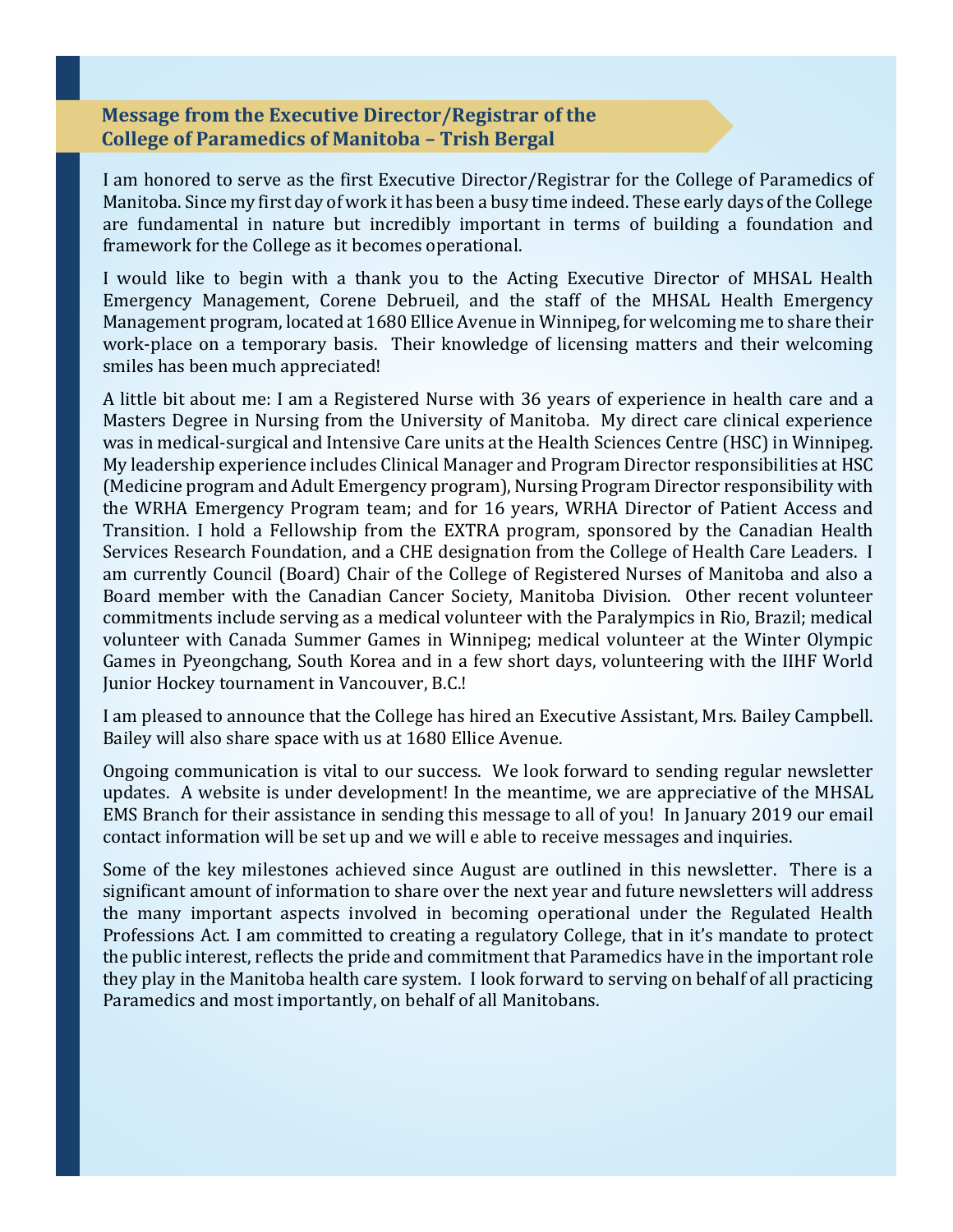## Message from the Executive Director/Registrar of the College of Paramedics of Manitoba – Trish Bergal

I am honored to serve as the first Executive Director/Registrar for the College of Paramedics of Manitoba. Since my first day of work it has been a busy time indeed. These early days of the College are fundamental in nature but incredibly important in terms of building a foundation and framework for the College as it becomes operational.

I would like to begin with a thank you to the Acting Executive Director of MHSAL Health Emergency Management, Corene Debrueil, and the staff of the MHSAL Health Emergency Management program, located at 1680 Ellice Avenue in Winnipeg, for welcoming me to share their work-place on a temporary basis. Their knowledge of licensing matters and their welcoming smiles has been much appreciated!

A little bit about me: I am a Registered Nurse with 36 years of experience in health care and a Masters Degree in Nursing from the University of Manitoba. My direct care clinical experience was in medical-surgical and Intensive Care units at the Health Sciences Centre (HSC) in Winnipeg. My leadership experience includes Clinical Manager and Program Director responsibilities at HSC (Medicine program and Adult Emergency program), Nursing Program Director responsibility with the WRHA Emergency Program team; and for 16 years, WRHA Director of Patient Access and Transition. I hold a Fellowship from the EXTRA program, sponsored by the Canadian Health Services Research Foundation, and a CHE designation from the College of Health Care Leaders. I am currently Council (Board) Chair of the College of Registered Nurses of Manitoba and also a Board member with the Canadian Cancer Society, Manitoba Division. Other recent volunteer commitments include serving as a medical volunteer with the Paralympics in Rio, Brazil; medical volunteer with Canada Summer Games in Winnipeg; medical volunteer at the Winter Olympic Games in Pyeongchang, South Korea and in a few short days, volunteering with the IIHF World Junior Hockey tournament in Vancouver, B.C.!

I am pleased to announce that the College has hired an Executive Assistant, Mrs. Bailey Campbell. Bailey will also share space with us at 1680 Ellice Avenue.

Ongoing communication is vital to our success. We look forward to sending regular newsletter updates. A website is under development! In the meantime, we are appreciative of the MHSAL EMS Branch for their assistance in sending this message to all of you! In January 2019 our email contact information will be set up and we will e able to receive messages and inquiries.

Some of the key milestones achieved since August are outlined in this newsletter. There is a significant amount of information to share over the next year and future newsletters will address the many important aspects involved in becoming operational under the Regulated Health Professions Act. I am committed to creating a regulatory College, that in it's mandate to protect the public interest, reflects the pride and commitment that Paramedics have in the important role they play in the Manitoba health care system. I look forward to serving on behalf of all practicing Paramedics and most importantly, on behalf of all Manitobans.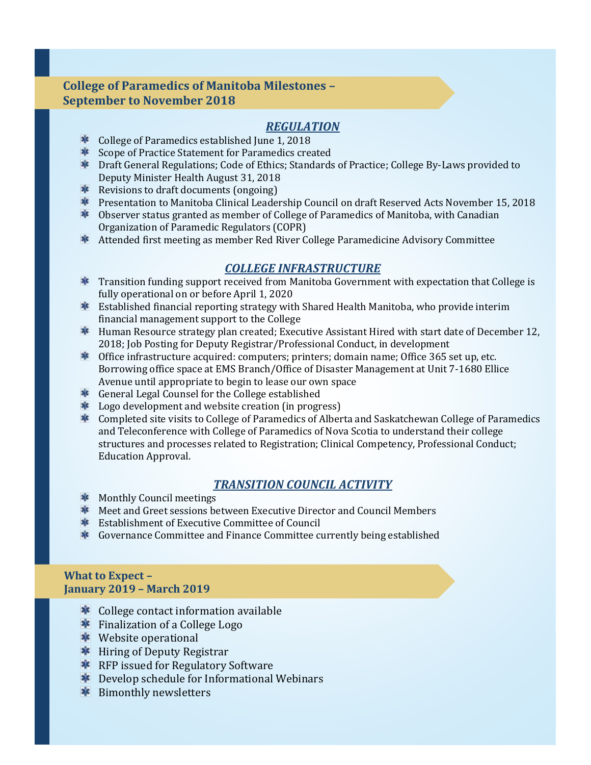## College of Paramedics of Manitoba Milestones – September to November 2018

### *REGULATION*

- College of Paramedics established June 1, 2018
- Scope of Practice Statement for Paramedics created
- Draft General Regulations; Code of Ethics; Standards of Practice; College By-Laws provided to Deputy Minister Health August 31, 2018
- Revisions to draft documents (ongoing)
- Presentation to Manitoba Clinical Leadership Council on draft Reserved Acts November 15, 2018
- Observer status granted as member of College of Paramedics of Manitoba, with Canadian Organization of Paramedic Regulators (COPR)
- Attended first meeting as member Red River College Paramedicine Advisory Committee

### *COLLEGE INFRASTRUCTURE*

- Transition funding support received from Manitoba Government with expectation that College is fully operational on or before April 1, 2020
- Established financial reporting strategy with Shared Health Manitoba, who provide interim financial management support to the College
- Human Resource strategy plan created; Executive Assistant Hired with start date of December 12, 2018; Job Posting for Deputy Registrar/Professional Conduct, in development
- Office infrastructure acquired: computers; printers; domain name; Office 365 set up, etc. Borrowing office space at EMS Branch/Office of Disaster Management at Unit 7-1680 Ellice Avenue until appropriate to begin to lease our own space
- General Legal Counsel for the College established
- Logo development and website creation (in progress)
- Completed site visits to College of Paramedics of Alberta and Saskatchewan College of Paramedics and Teleconference with College of Paramedics of Nova Scotia to understand their college structures and processes related to Registration; Clinical Competency, Professional Conduct; Education Approval.

### *TRANSITION COUNCIL ACTIVITY*

- Monthly Council meetings
- Meet and Greet sessions between Executive Director and Council Members
- Establishment of Executive Committee of Council
- Governance Committee and Finance Committee currently being established

## What to Expect – January 2019 – March 2019

- College contact information available
- Finalization of a College Logo
- Website operational
- Hiring of Deputy Registrar
- RFP issued for Regulatory Software
- Develop schedule for Informational Webinars
- Bimonthly newsletters